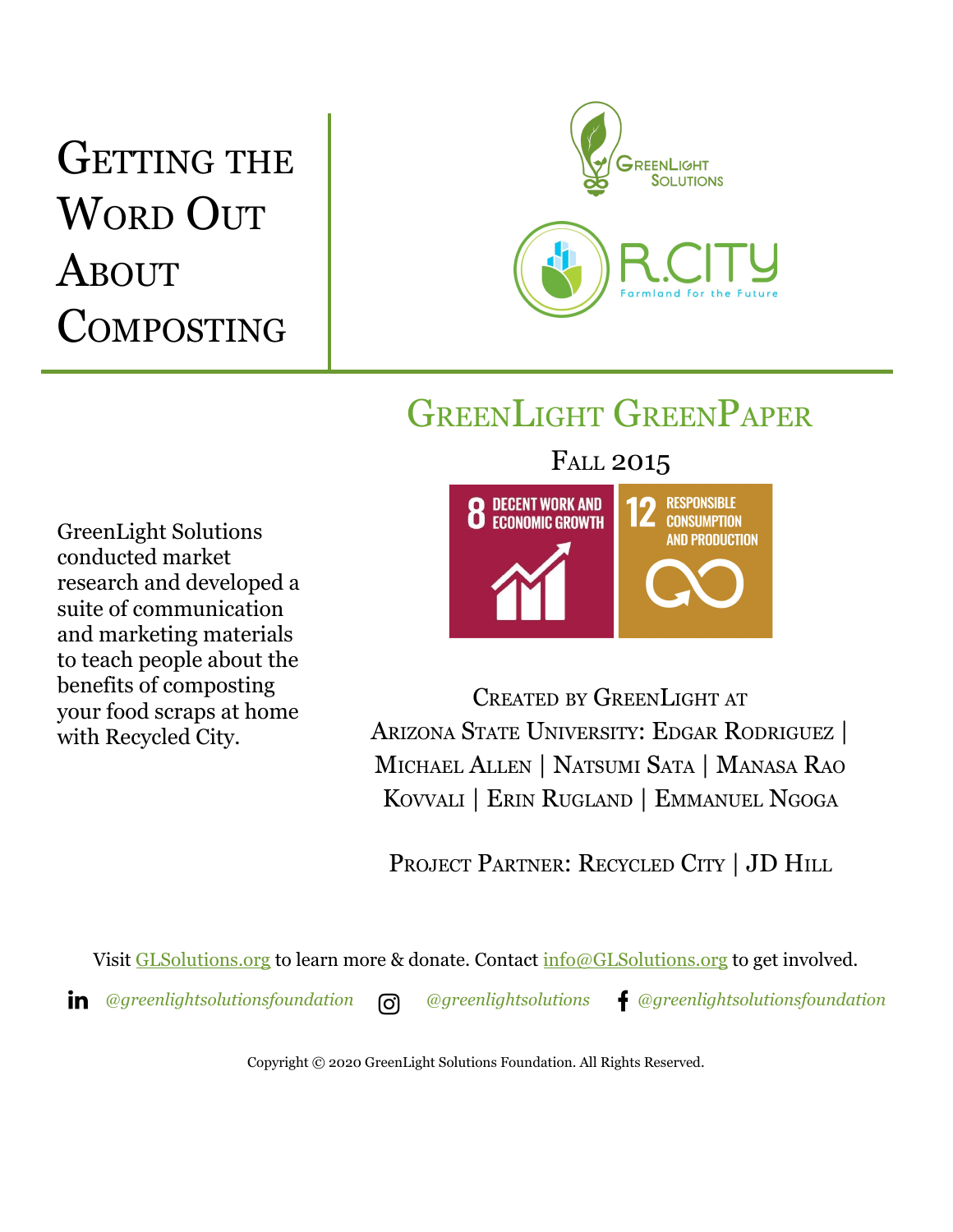# Getting the Word Out About Composting

GreenLight Solutions

R.City
Farmland for the Future

## GreenLight GreenPaper

Fall 2015

8 DECENT WORK AND ECONOMIC GROWTH

12 RESPONSIBLE CONSUMPTION AND PRODUCTION

GreenLight Solutions conducted market research and developed a suite of communication and marketing materials to teach people about the benefits of composting your food scraps at home with Recycled City.

Created by GreenLight at Arizona State University: Edgar Rodriguez | Michael Allen | Natsumi Sata | Manasa Rao Kovvali | Erin Rugland | Emmanuel Ngoga

Project Partner: Recycled City | JD Hill

Visit GLSolutions.org to learn more & donate. Contact info@GLSolutions.org to get involved.

*@greenlightsolutionsfoundation* *@greenlightsolutions* *@greenlightsolutionsfoundation*

Copyright © 2020 GreenLight Solutions Foundation. All Rights Reserved.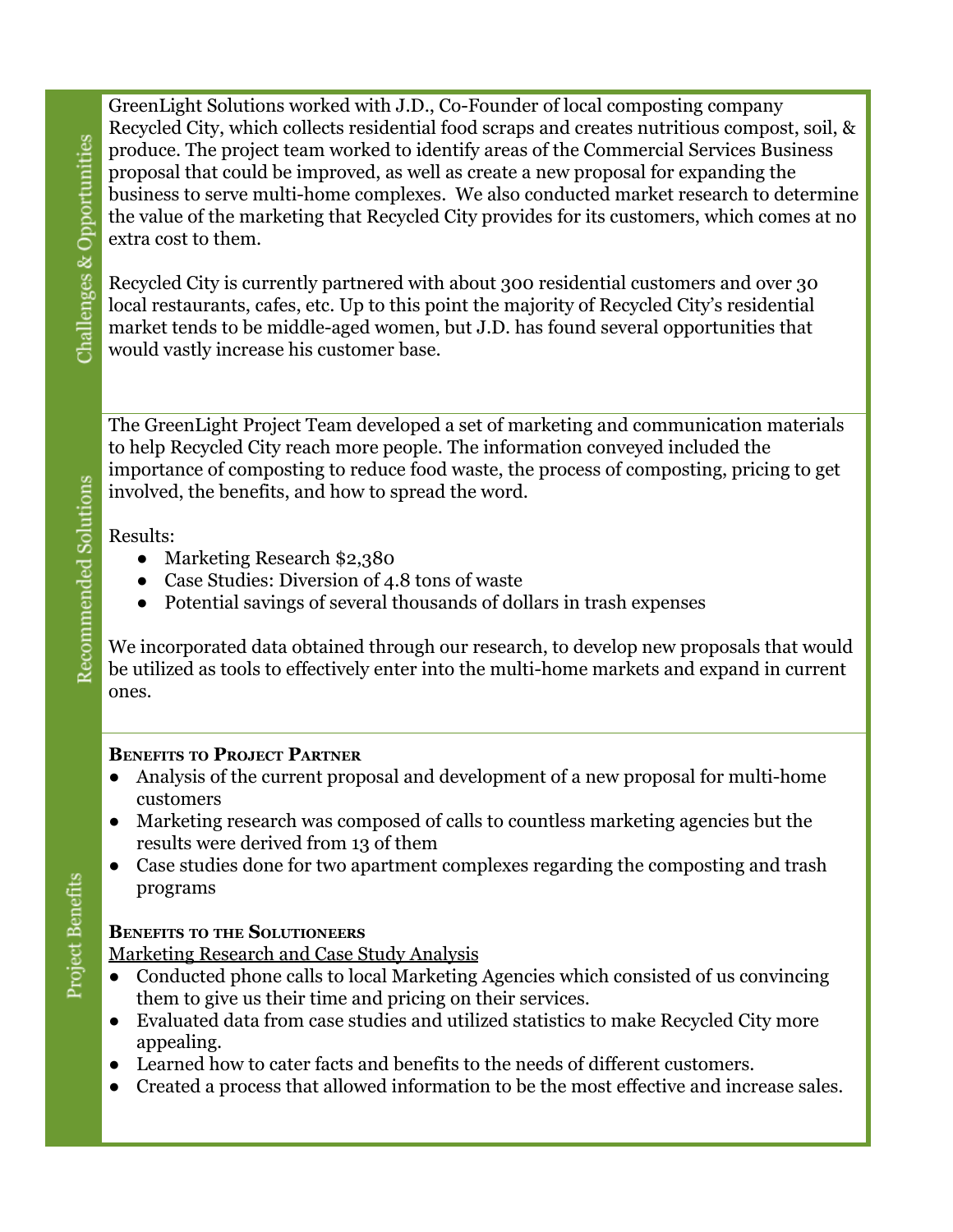## Challenges & Opportunities

GreenLight Solutions worked with J.D., Co-Founder of local composting company Recycled City, which collects residential food scraps and creates nutritious compost, soil, & produce. The project team worked to identify areas of the Commercial Services Business proposal that could be improved, as well as create a new proposal for expanding the business to serve multi-home complexes. We also conducted market research to determine the value of the marketing that Recycled City provides for its customers, which comes at no extra cost to them.

Recycled City is currently partnered with about 300 residential customers and over 30 local restaurants, cafes, etc. Up to this point the majority of Recycled City's residential market tends to be middle-aged women, but J.D. has found several opportunities that would vastly increase his customer base.

## Recommended Solutions

The GreenLight Project Team developed a set of marketing and communication materials to help Recycled City reach more people. The information conveyed included the importance of composting to reduce food waste, the process of composting, pricing to get involved, the benefits, and how to spread the word.

Results:

- Marketing Research $2,380
- Case Studies: Diversion of 4.8 tons of waste
- Potential savings of several thousands of dollars in trash expenses

We incorporated data obtained through our research, to develop new proposals that would be utilized as tools to effectively enter into the multi-home markets and expand in current ones.

## Project Benefits

**Benefits to Project Partner**

- Analysis of the current proposal and development of a new proposal for multi-home customers
- Marketing research was composed of calls to countless marketing agencies but the results were derived from 13 of them
- Case studies done for two apartment complexes regarding the composting and trash programs

**Benefits to the Solutioneers**

Marketing Research and Case Study Analysis

- Conducted phone calls to local Marketing Agencies which consisted of us convincing them to give us their time and pricing on their services.
- Evaluated data from case studies and utilized statistics to make Recycled City more appealing.
- Learned how to cater facts and benefits to the needs of different customers.
- Created a process that allowed information to be the most effective and increase sales.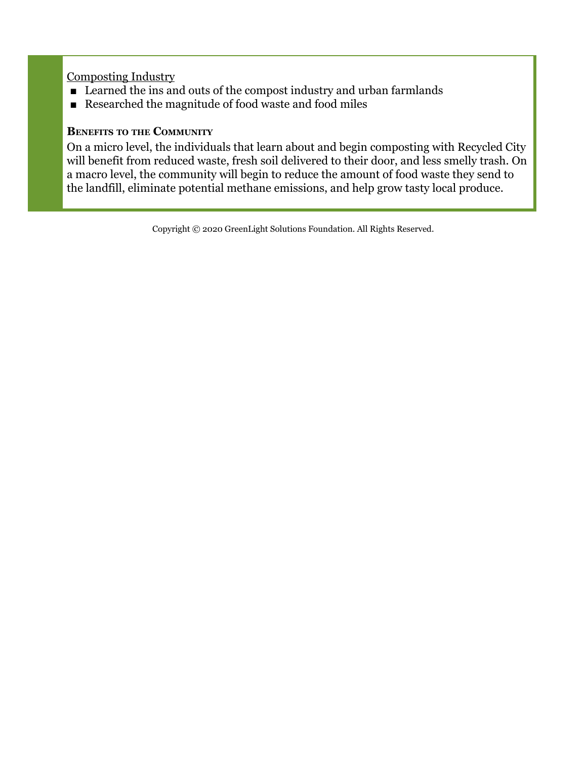Composing Industry

- Learned the ins and outs of the compost industry and urban farmlands
- Researched the magnitude of food waste and food miles

### Benefits to the Community

On a micro level, the individuals that learn about and begin composting with Recycled City will benefit from reduced waste, fresh soil delivered to their door, and less smelly trash. On a macro level, the community will begin to reduce the amount of food waste they send to the landfill, eliminate potential methane emissions, and help grow tasty local produce.

Copyright © 2020 GreenLight Solutions Foundation. All Rights Reserved.